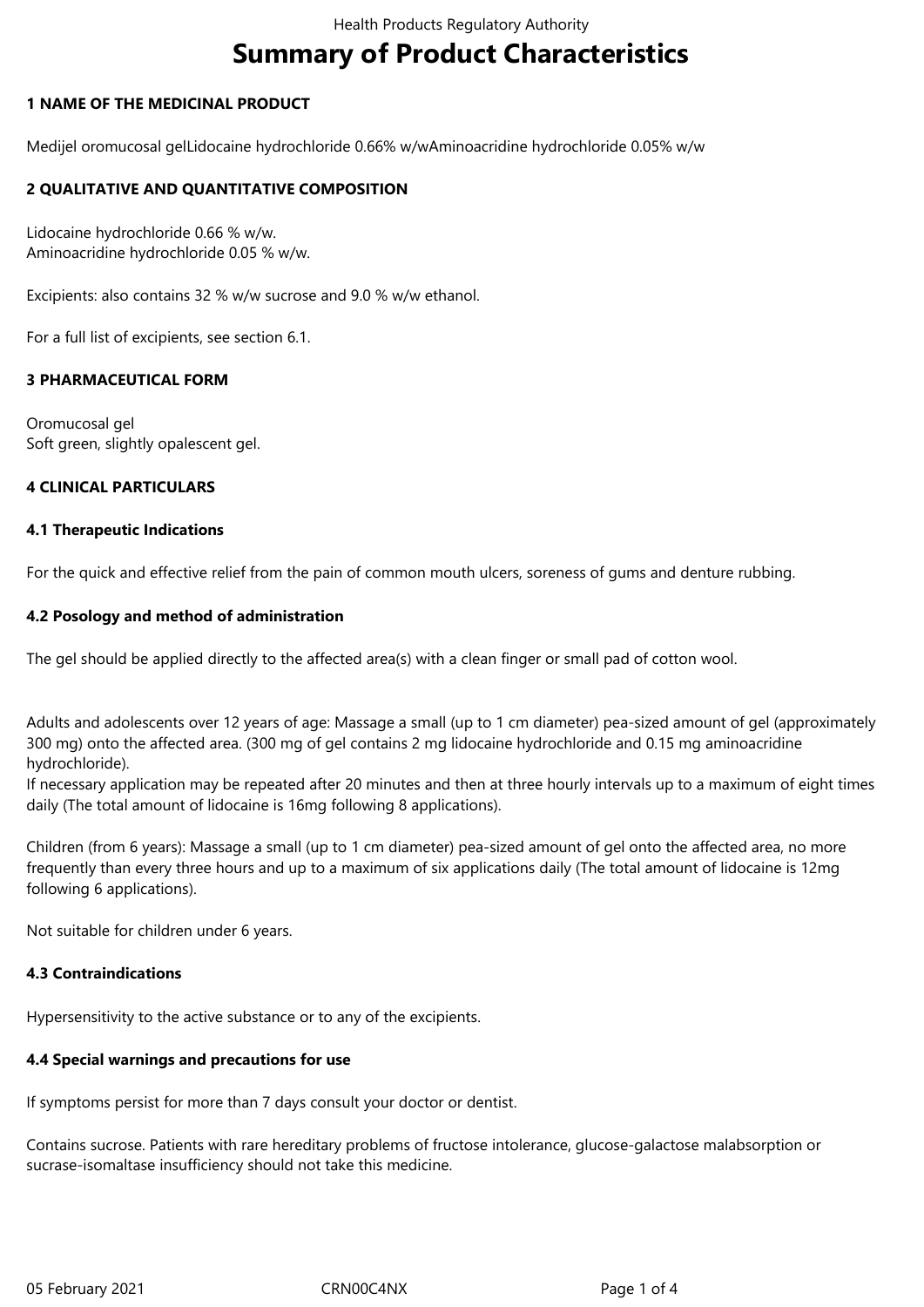# Summary of Product Characteristics

## 1 NAME OF THE MEDICINAL PRODUCT

Medijel oromucosal gelLidocaine hydrochloride 0.66% w/wAminoacridine hydrochloride 0.05% w/w

## 2 QUALITATIVE AND QUANTITATIVE COMPOSITION

Lidocaine hydrochloride 0.66 % w/w.
Aminoacridine hydrochloride 0.05 % w/w.

Excipients: also contains 32 % w/w sucrose and 9.0 % w/w ethanol.

For a full list of excipients, see section 6.1.

## 3 PHARMACEUTICAL FORM

Oromucosal gel
Soft green, slightly opalescent gel.

## 4 CLINICAL PARTICULARS

### 4.1 Therapeutic Indications

For the quick and effective relief from the pain of common mouth ulcers, soreness of gums and denture rubbing.

### 4.2 Posology and method of administration

The gel should be applied directly to the affected area(s) with a clean finger or small pad of cotton wool.

Adults and adolescents over 12 years of age: Massage a small (up to 1 cm diameter) pea-sized amount of gel (approximately 300 mg) onto the affected area. (300 mg of gel contains 2 mg lidocaine hydrochloride and 0.15 mg aminoacridine hydrochloride).
If necessary application may be repeated after 20 minutes and then at three hourly intervals up to a maximum of eight times daily (The total amount of lidocaine is 16mg following 8 applications).

Children (from 6 years): Massage a small (up to 1 cm diameter) pea-sized amount of gel onto the affected area, no more frequently than every three hours and up to a maximum of six applications daily (The total amount of lidocaine is 12mg following 6 applications).

Not suitable for children under 6 years.

### 4.3 Contraindications

Hypersensitivity to the active substance or to any of the excipients.

### 4.4 Special warnings and precautions for use

If symptoms persist for more than 7 days consult your doctor or dentist.

Contains sucrose. Patients with rare hereditary problems of fructose intolerance, glucose-galactose malabsorption or sucrase-isomaltase insufficiency should not take this medicine.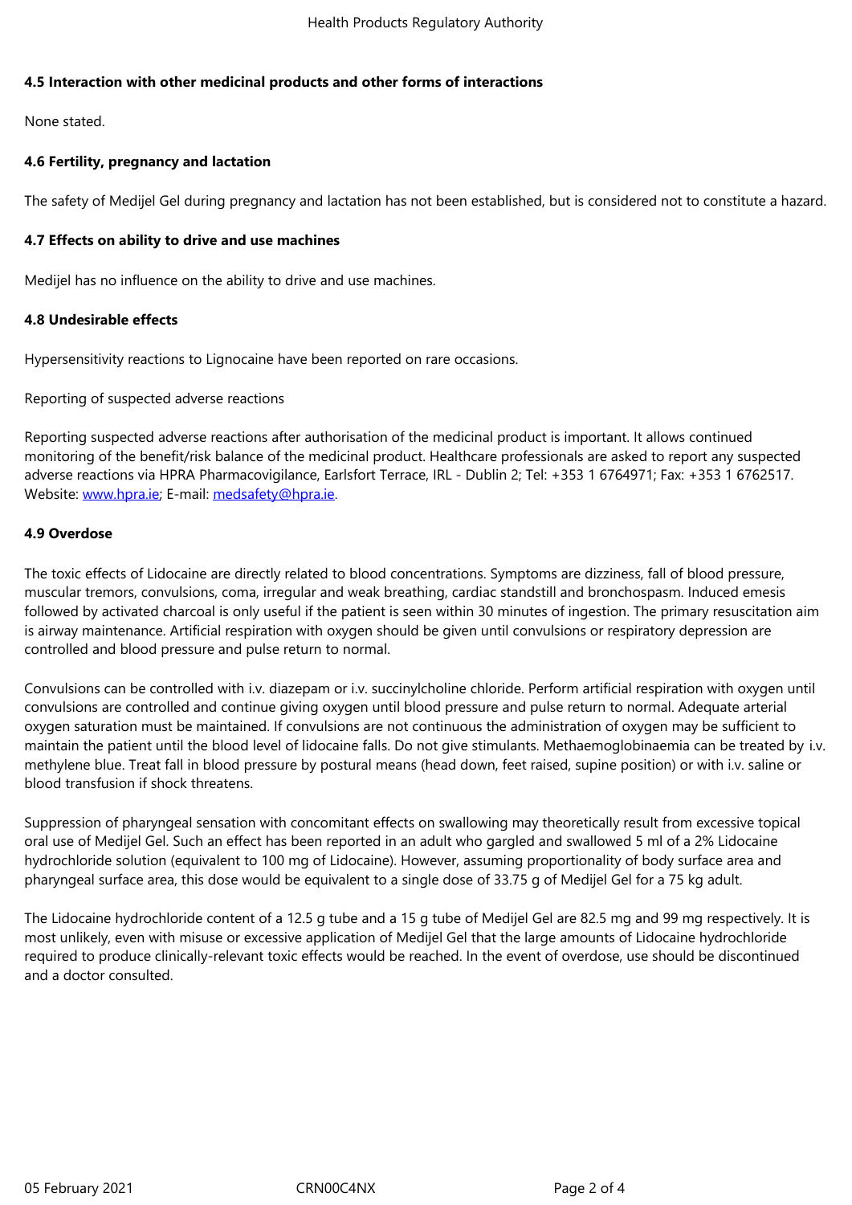**4.5 Interaction with other medicinal products and other forms of interactions**

None stated.

**4.6 Fertility, pregnancy and lactation**

The safety of Medijel Gel during pregnancy and lactation has not been established, but is considered not to constitute a hazard.

**4.7 Effects on ability to drive and use machines**

Medijel has no influence on the ability to drive and use machines.

**4.8 Undesirable effects**

Hypersensitivity reactions to Lignocaine have been reported on rare occasions.

Reporting of suspected adverse reactions

Reporting suspected adverse reactions after authorisation of the medicinal product is important. It allows continued monitoring of the benefit/risk balance of the medicinal product. Healthcare professionals are asked to report any suspected adverse reactions via HPRA Pharmacovigilance, Earlsfort Terrace, IRL - Dublin 2; Tel: +353 1 6764971; Fax: +353 1 6762517. Website: [www.hpra.ie](http://www.hpra.ie); E-mail: [medsafety@hpra.ie](mailto:medsafety@hpra.ie).

**4.9 Overdose**

The toxic effects of Lidocaine are directly related to blood concentrations. Symptoms are dizziness, fall of blood pressure, muscular tremors, convulsions, coma, irregular and weak breathing, cardiac standstill and bronchospasm. Induced emesis followed by activated charcoal is only useful if the patient is seen within 30 minutes of ingestion. The primary resuscitation aim is airway maintenance. Artificial respiration with oxygen should be given until convulsions or respiratory depression are controlled and blood pressure and pulse return to normal.

Convulsions can be controlled with i.v. diazepam or i.v. succinylcholine chloride. Perform artificial respiration with oxygen until convulsions are controlled and continue giving oxygen until blood pressure and pulse return to normal. Adequate arterial oxygen saturation must be maintained. If convulsions are not continuous the administration of oxygen may be sufficient to maintain the patient until the blood level of lidocaine falls. Do not give stimulants. Methaemoglobinaemia can be treated by i.v. methylene blue. Treat fall in blood pressure by postural means (head down, feet raised, supine position) or with i.v. saline or blood transfusion if shock threatens.

Suppression of pharyngeal sensation with concomitant effects on swallowing may theoretically result from excessive topical oral use of Medijel Gel. Such an effect has been reported in an adult who gargled and swallowed 5 ml of a 2% Lidocaine hydrochloride solution (equivalent to 100 mg of Lidocaine). However, assuming proportionality of body surface area and pharyngeal surface area, this dose would be equivalent to a single dose of 33.75 g of Medijel Gel for a 75 kg adult.

The Lidocaine hydrochloride content of a 12.5 g tube and a 15 g tube of Medijel Gel are 82.5 mg and 99 mg respectively. It is most unlikely, even with misuse or excessive application of Medijel Gel that the large amounts of Lidocaine hydrochloride required to produce clinically-relevant toxic effects would be reached. In the event of overdose, use should be discontinued and a doctor consulted.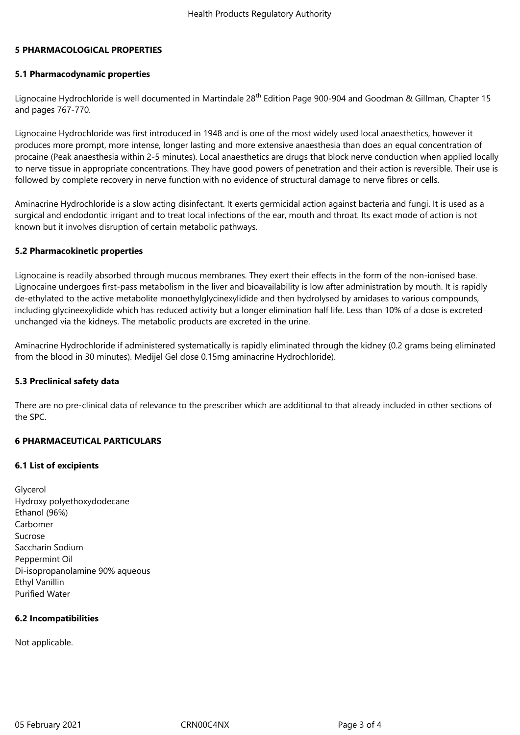## 5 PHARMACOLOGICAL PROPERTIES

### 5.1 Pharmacodynamic properties

Lignocaine Hydrochloride is well documented in Martindale 28th Edition Page 900-904 and Goodman & Gillman, Chapter 15 and pages 767-770.

Lignocaine Hydrochloride was first introduced in 1948 and is one of the most widely used local anaesthetics, however it produces more prompt, more intense, longer lasting and more extensive anaesthesia than does an equal concentration of procaine (Peak anaesthesia within 2-5 minutes). Local anaesthetics are drugs that block nerve conduction when applied locally to nerve tissue in appropriate concentrations. They have good powers of penetration and their action is reversible. Their use is followed by complete recovery in nerve function with no evidence of structural damage to nerve fibres or cells.

Aminacrine Hydrochloride is a slow acting disinfectant. It exerts germicidal action against bacteria and fungi. It is used as a surgical and endodontic irrigant and to treat local infections of the ear, mouth and throat. Its exact mode of action is not known but it involves disruption of certain metabolic pathways.

### 5.2 Pharmacokinetic properties

Lignocaine is readily absorbed through mucous membranes. They exert their effects in the form of the non-ionised base. Lignocaine undergoes first-pass metabolism in the liver and bioavailability is low after administration by mouth. It is rapidly de-ethylated to the active metabolite monoethylglycinexylidide and then hydrolysed by amidases to various compounds, including glycineexylidide which has reduced activity but a longer elimination half life. Less than 10% of a dose is excreted unchanged via the kidneys. The metabolic products are excreted in the urine.

Aminacrine Hydrochloride if administered systematically is rapidly eliminated through the kidney (0.2 grams being eliminated from the blood in 30 minutes). Medijel Gel dose 0.15mg aminacrine Hydrochloride).

### 5.3 Preclinical safety data

There are no pre-clinical data of relevance to the prescriber which are additional to that already included in other sections of the SPC.

## 6 PHARMACEUTICAL PARTICULARS

### 6.1 List of excipients

Glycerol
Hydroxy polyethoxydodecane
Ethanol (96%)
Carbomer
Sucrose
Saccharin Sodium
Peppermint Oil
Di-isopropanolamine 90% aqueous
Ethyl Vanillin
Purified Water

### 6.2 Incompatibilities

Not applicable.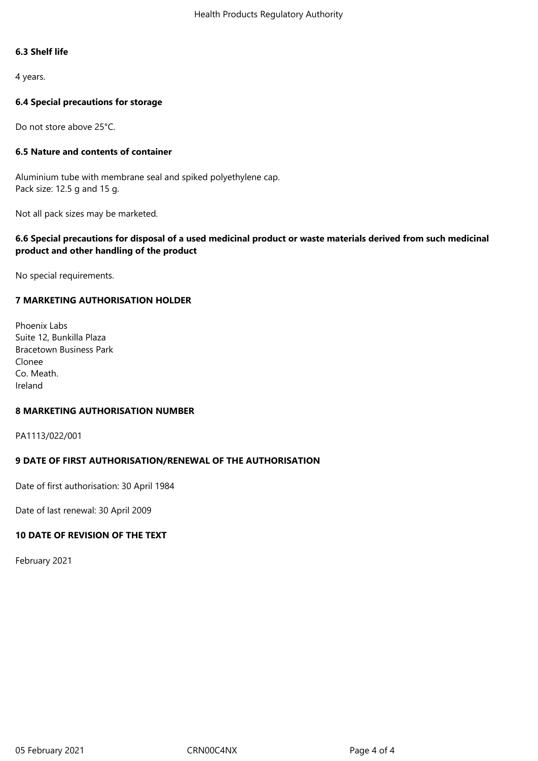### 6.3 Shelf life

4 years.

### 6.4 Special precautions for storage

Do not store above 25°C.

### 6.5 Nature and contents of container

Aluminium tube with membrane seal and spiked polyethylene cap.
Pack size: 12.5 g and 15 g.

Not all pack sizes may be marketed.

### 6.6 Special precautions for disposal of a used medicinal product or waste materials derived from such medicinal product and other handling of the product

No special requirements.

## 7 MARKETING AUTHORISATION HOLDER

Phoenix Labs
Suite 12, Bunkilla Plaza
Bracetown Business Park
Clonee
Co. Meath.
Ireland

## 8 MARKETING AUTHORISATION NUMBER

PA1113/022/001

## 9 DATE OF FIRST AUTHORISATION/RENEWAL OF THE AUTHORISATION

Date of first authorisation: 30 April 1984

Date of last renewal: 30 April 2009

## 10 DATE OF REVISION OF THE TEXT

February 2021